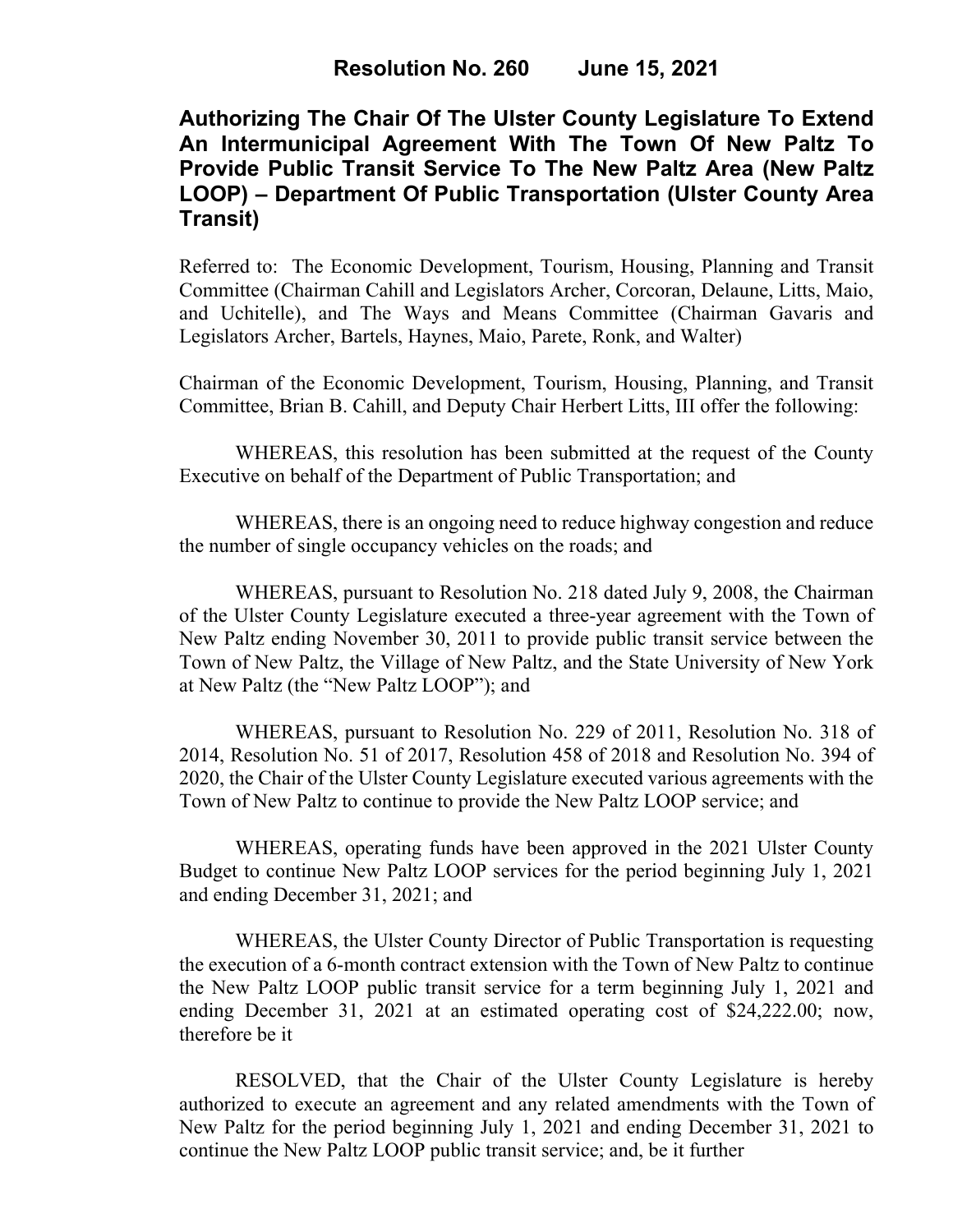# Resolution No. 260 June 15, 2021

## Authorizing The Chair Of The Ulster County Legislature To Extend An Intermunicipal Agreement With The Town Of New Paltz To Provide Public Transit Service To The New Paltz Area (New Paltz LOOP) – Department Of Public Transportation (Ulster County Area Transit)

Referred to: The Economic Development, Tourism, Housing, Planning and Transit Committee (Chairman Cahill and Legislators Archer, Corcoran, Delaune, Litts, Maio, and Uchitelle), and The Ways and Means Committee (Chairman Gavaris and Legislators Archer, Bartels, Haynes, Maio, Parete, Ronk, and Walter)

Chairman of the Economic Development, Tourism, Housing, Planning, and Transit Committee, Brian B. Cahill, and Deputy Chair Herbert Litts, III offer the following:

WHEREAS, this resolution has been submitted at the request of the County Executive on behalf of the Department of Public Transportation; and

WHEREAS, there is an ongoing need to reduce highway congestion and reduce the number of single occupancy vehicles on the roads; and

WHEREAS, pursuant to Resolution No. 218 dated July 9, 2008, the Chairman of the Ulster County Legislature executed a three-year agreement with the Town of New Paltz ending November 30, 2011 to provide public transit service between the Town of New Paltz, the Village of New Paltz, and the State University of New York at New Paltz (the "New Paltz LOOP"); and

WHEREAS, pursuant to Resolution No. 229 of 2011, Resolution No. 318 of 2014, Resolution No. 51 of 2017, Resolution 458 of 2018 and Resolution No. 394 of 2020, the Chair of the Ulster County Legislature executed various agreements with the Town of New Paltz to continue to provide the New Paltz LOOP service; and

WHEREAS, operating funds have been approved in the 2021 Ulster County Budget to continue New Paltz LOOP services for the period beginning July 1, 2021 and ending December 31, 2021; and

WHEREAS, the Ulster County Director of Public Transportation is requesting the execution of a 6-month contract extension with the Town of New Paltz to continue the New Paltz LOOP public transit service for a term beginning July 1, 2021 and ending December 31, 2021 at an estimated operating cost of $24,222.00; now, therefore be it

RESOLVED, that the Chair of the Ulster County Legislature is hereby authorized to execute an agreement and any related amendments with the Town of New Paltz for the period beginning July 1, 2021 and ending December 31, 2021 to continue the New Paltz LOOP public transit service; and, be it further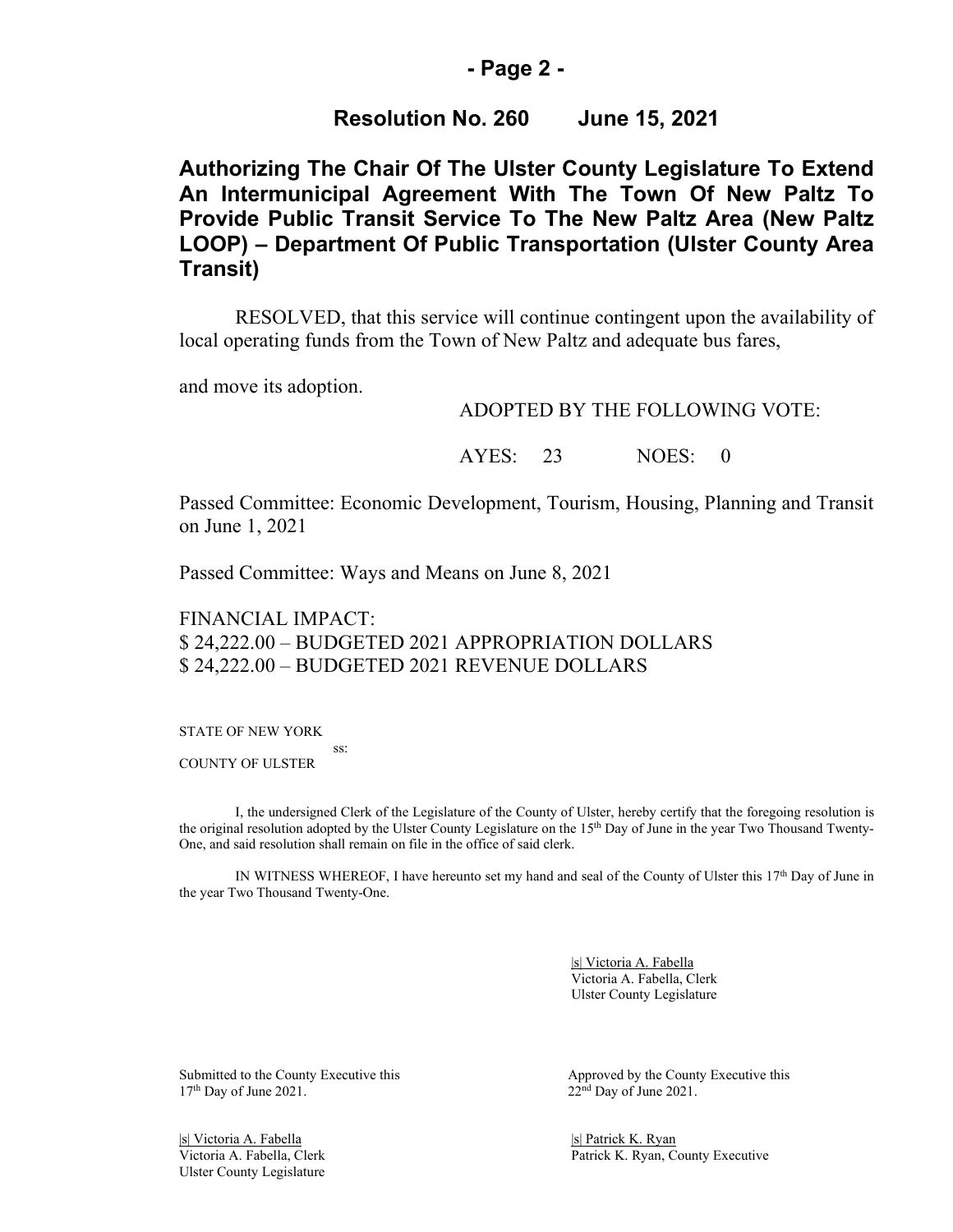## Resolution No. 260 June 15, 2021

### Authorizing The Chair Of The Ulster County Legislature To Extend An Intermunicipal Agreement With The Town Of New Paltz To Provide Public Transit Service To The New Paltz Area (New Paltz LOOP) – Department Of Public Transportation (Ulster County Area Transit)

RESOLVED, that this service will continue contingent upon the availability of local operating funds from the Town of New Paltz and adequate bus fares,

and move its adoption.

ADOPTED BY THE FOLLOWING VOTE:

AYES: 23 NOES: 0

Passed Committee: Economic Development, Tourism, Housing, Planning and Transit on June 1, 2021

Passed Committee: Ways and Means on June 8, 2021

FINANCIAL IMPACT:
$ 24,222.00 – BUDGETED 2021 APPROPRIATION DOLLARS
$ 24,222.00 – BUDGETED 2021 REVENUE DOLLARS

STATE OF NEW YORK
ss:
COUNTY OF ULSTER

I, the undersigned Clerk of the Legislature of the County of Ulster, hereby certify that the foregoing resolution is the original resolution adopted by the Ulster County Legislature on the 15th Day of June in the year Two Thousand Twenty-One, and said resolution shall remain on file in the office of said clerk.

IN WITNESS WHEREOF, I have hereunto set my hand and seal of the County of Ulster this 17th Day of June in the year Two Thousand Twenty-One.

|s| Victoria A. Fabella
Victoria A. Fabella, Clerk
Ulster County Legislature

Submitted to the County Executive this 17th Day of June 2021.

|s| Victoria A. Fabella
Victoria A. Fabella, Clerk
Ulster County Legislature

Approved by the County Executive this 22nd Day of June 2021.

|s| Patrick K. Ryan
Patrick K. Ryan, County Executive